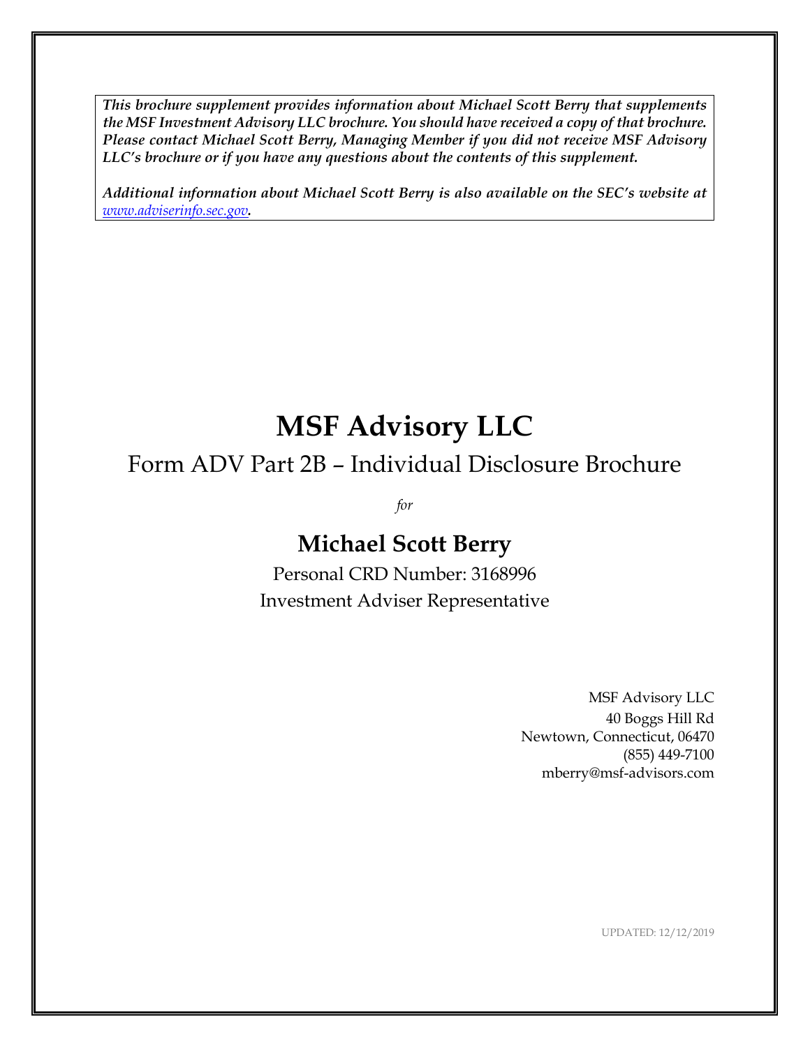***This brochure supplement provides information about Michael Scott Berry that supplements the MSF Investment Advisory LLC brochure. You should have received a copy of that brochure. Please contact Michael Scott Berry, Managing Member if you did not receive MSF Advisory LLC's brochure or if you have any questions about the contents of this supplement.***

***Additional information about Michael Scott Berry is also available on the SEC's website at [www.adviserinfo.sec.gov](www.adviserinfo.sec.gov).***

# MSF Advisory LLC

## Form ADV Part 2B – Individual Disclosure Brochure

*for*

## Michael Scott Berry

Personal CRD Number: 3168996

Investment Adviser Representative

MSF Advisory LLC
40 Boggs Hill Rd
Newtown, Connecticut, 06470
(855) 449-7100
mberry@msf-advisors.com

UPDATED: 12/12/2019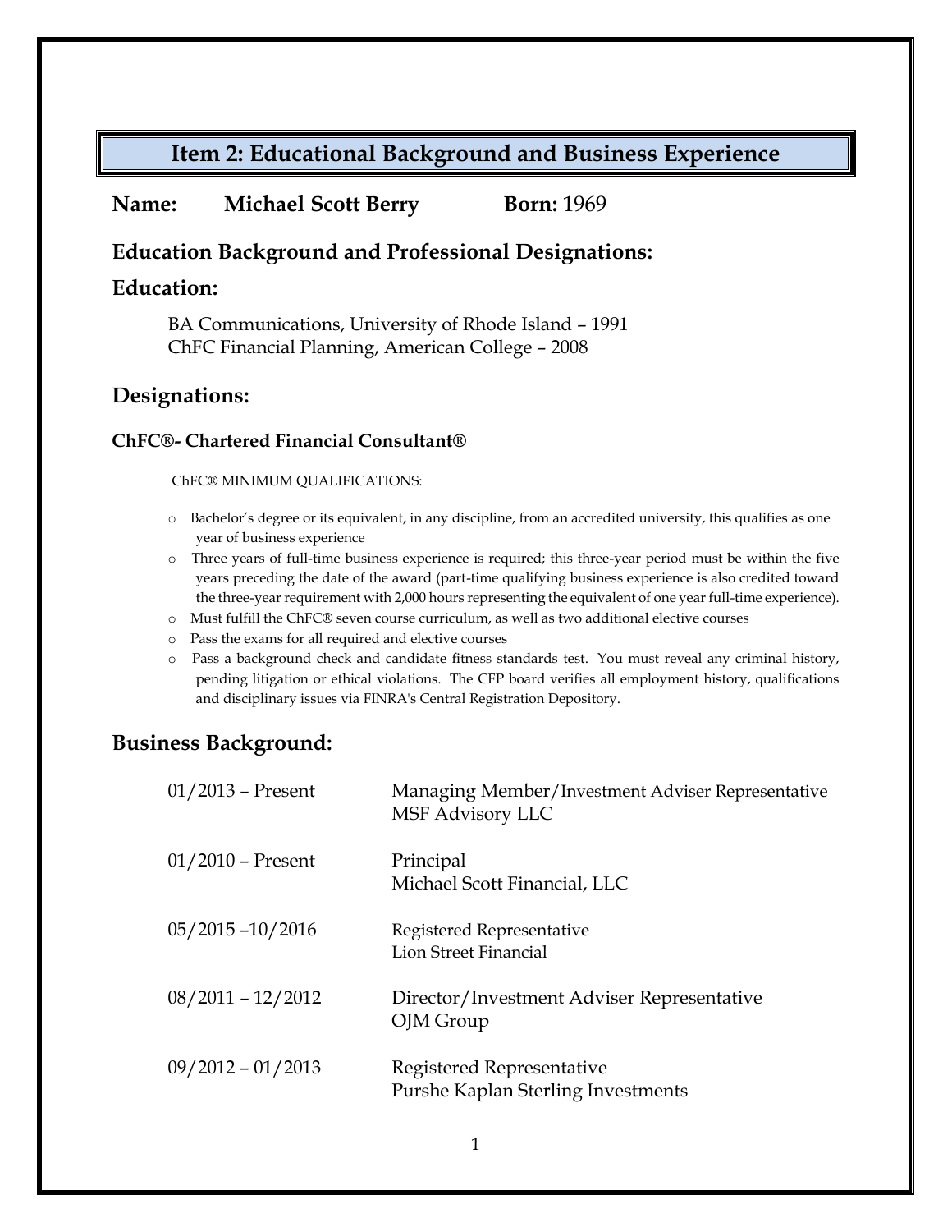## Item 2: Educational Background and Business Experience

**Name:** **Michael Scott Berry** **Born:** 1969

### Education Background and Professional Designations:

### Education:

BA Communications, University of Rhode Island – 1991
ChFC Financial Planning, American College – 2008

### Designations:

#### ChFC®- Chartered Financial Consultant®

ChFC® MINIMUM QUALIFICATIONS:

- Bachelor's degree or its equivalent, in any discipline, from an accredited university, this qualifies as one year of business experience
- Three years of full-time business experience is required; this three-year period must be within the five years preceding the date of the award (part-time qualifying business experience is also credited toward the three-year requirement with 2,000 hours representing the equivalent of one year full-time experience).
- Must fulfill the ChFC® seven course curriculum, as well as two additional elective courses
- Pass the exams for all required and elective courses
- Pass a background check and candidate fitness standards test. You must reveal any criminal history, pending litigation or ethical violations. The CFP board verifies all employment history, qualifications and disciplinary issues via FINRA's Central Registration Depository.

### Business Background:

| | |
|---|---|
| 01/2013 – Present | Managing Member/Investment Adviser Representative<br>MSF Advisory LLC |
| 01/2010 – Present | Principal<br>Michael Scott Financial, LLC |
| 05/2015 –10/2016 | Registered Representative<br>Lion Street Financial |
| 08/2011 – 12/2012 | Director/Investment Adviser Representative<br>OJM Group |
| 09/2012 – 01/2013 | Registered Representative<br>Purshe Kaplan Sterling Investments |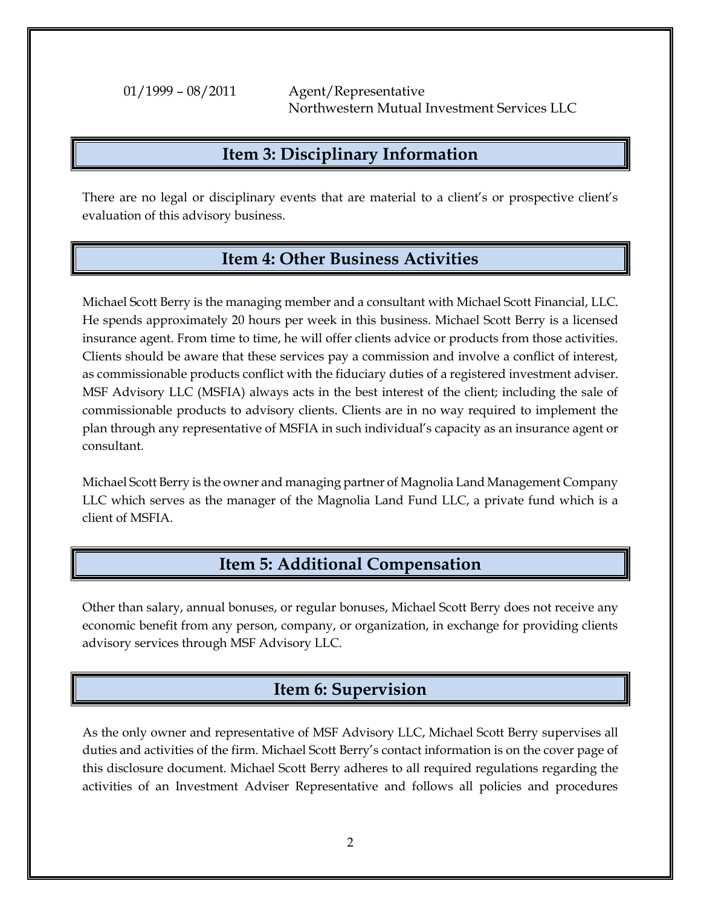01/1999 – 08/2011 Agent/Representative
Northwestern Mutual Investment Services LLC

## Item 3: Disciplinary Information

There are no legal or disciplinary events that are material to a client's or prospective client's evaluation of this advisory business.

## Item 4: Other Business Activities

Michael Scott Berry is the managing member and a consultant with Michael Scott Financial, LLC. He spends approximately 20 hours per week in this business. Michael Scott Berry is a licensed insurance agent. From time to time, he will offer clients advice or products from those activities. Clients should be aware that these services pay a commission and involve a conflict of interest, as commissionable products conflict with the fiduciary duties of a registered investment adviser. MSF Advisory LLC (MSFIA) always acts in the best interest of the client; including the sale of commissionable products to advisory clients. Clients are in no way required to implement the plan through any representative of MSFIA in such individual's capacity as an insurance agent or consultant.

Michael Scott Berry is the owner and managing partner of Magnolia Land Management Company LLC which serves as the manager of the Magnolia Land Fund LLC, a private fund which is a client of MSFIA.

## Item 5: Additional Compensation

Other than salary, annual bonuses, or regular bonuses, Michael Scott Berry does not receive any economic benefit from any person, company, or organization, in exchange for providing clients advisory services through MSF Advisory LLC.

## Item 6: Supervision

As the only owner and representative of MSF Advisory LLC, Michael Scott Berry supervises all duties and activities of the firm. Michael Scott Berry's contact information is on the cover page of this disclosure document. Michael Scott Berry adheres to all required regulations regarding the activities of an Investment Adviser Representative and follows all policies and procedures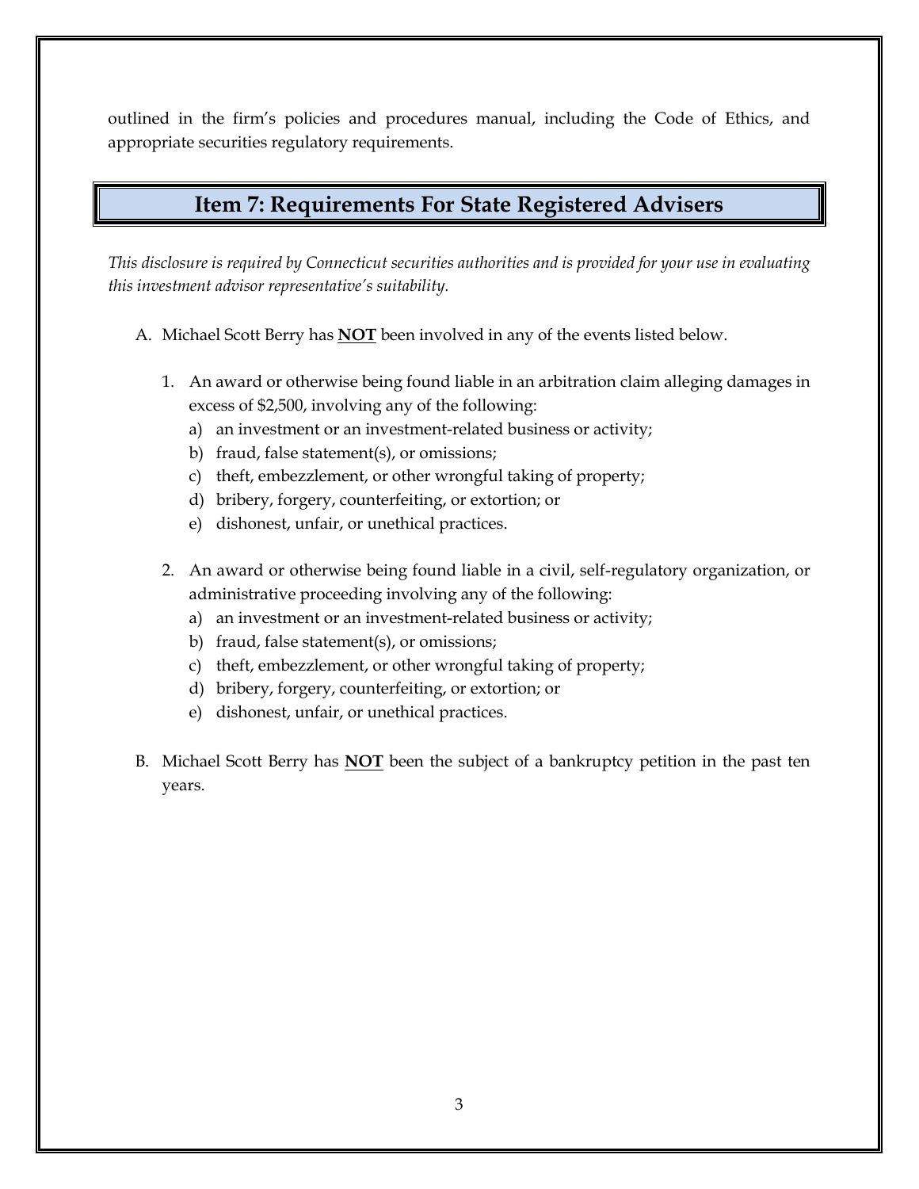outlined in the firm's policies and procedures manual, including the Code of Ethics, and appropriate securities regulatory requirements.

## Item 7: Requirements For State Registered Advisers

*This disclosure is required by Connecticut securities authorities and is provided for your use in evaluating this investment advisor representative's suitability.*

A. Michael Scott Berry has **NOT** been involved in any of the events listed below.

   1. An award or otherwise being found liable in an arbitration claim alleging damages in excess of $2,500, involving any of the following:
      a) an investment or an investment-related business or activity;
      b) fraud, false statement(s), or omissions;
      c) theft, embezzlement, or other wrongful taking of property;
      d) bribery, forgery, counterfeiting, or extortion; or
      e) dishonest, unfair, or unethical practices.

   2. An award or otherwise being found liable in a civil, self-regulatory organization, or administrative proceeding involving any of the following:
      a) an investment or an investment-related business or activity;
      b) fraud, false statement(s), or omissions;
      c) theft, embezzlement, or other wrongful taking of property;
      d) bribery, forgery, counterfeiting, or extortion; or
      e) dishonest, unfair, or unethical practices.

B. Michael Scott Berry has **NOT** been the subject of a bankruptcy petition in the past ten years.